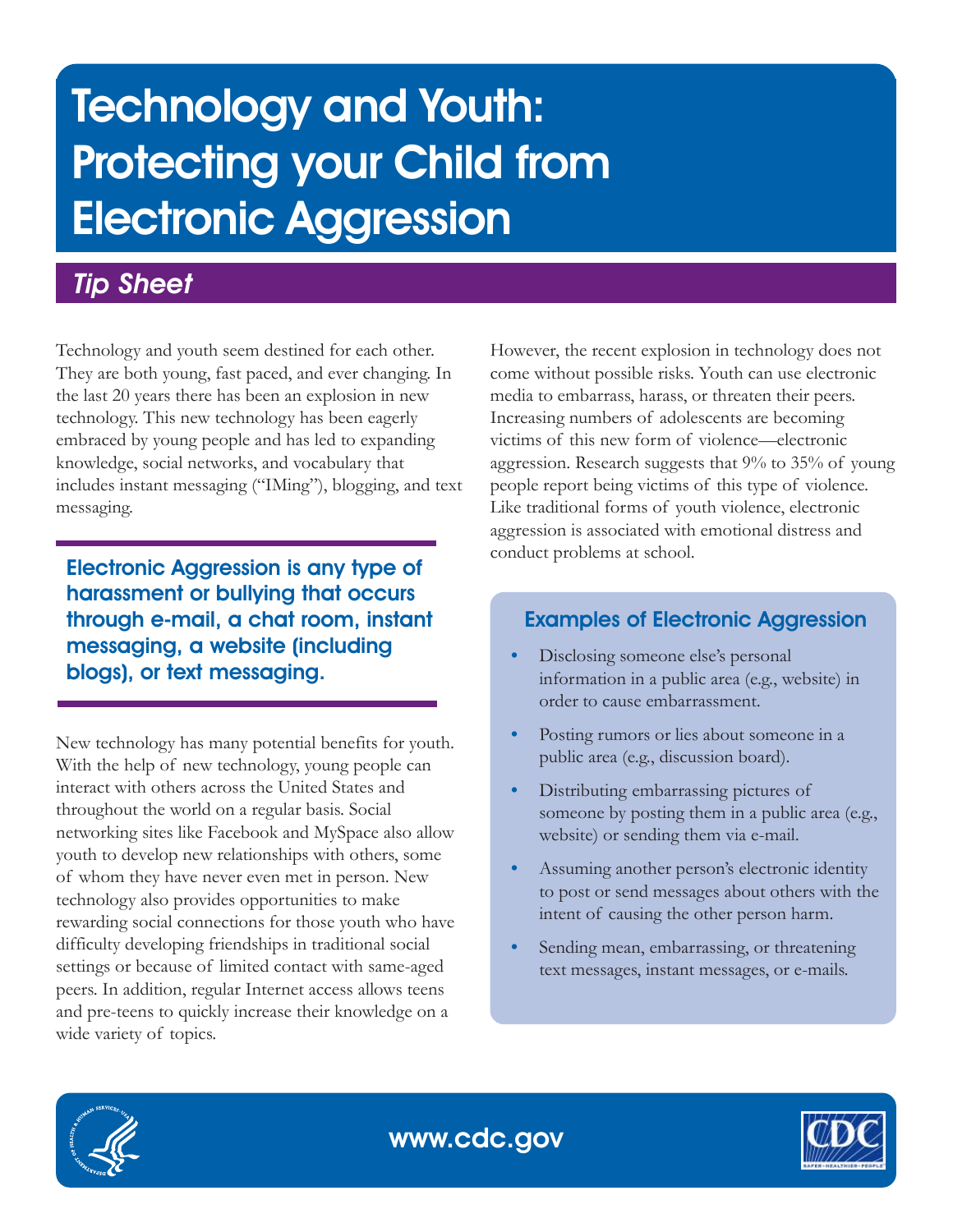# Technology and Youth: Protecting your Child from Electronic Aggression

## *Tip Sheet*

Technology and youth seem destined for each other. They are both young, fast paced, and ever changing. In the last 20 years there has been an explosion in new technology. This new technology has been eagerly embraced by young people and has led to expanding knowledge, social networks, and vocabulary that includes instant messaging ("IMing"), blogging, and text messaging.

**Electronic Aggression is any type of harassment or bullying that occurs through e-mail, a chat room, instant messaging, a website (including blogs), or text messaging.**

New technology has many potential benefits for youth. With the help of new technology, young people can interact with others across the United States and throughout the world on a regular basis. Social networking sites like Facebook and MySpace also allow youth to develop new relationships with others, some of whom they have never even met in person. New technology also provides opportunities to make rewarding social connections for those youth who have difficulty developing friendships in traditional social settings or because of limited contact with same-aged peers. In addition, regular Internet access allows teens and pre-teens to quickly increase their knowledge on a wide variety of topics.

However, the recent explosion in technology does not come without possible risks. Youth can use electronic media to embarrass, harass, or threaten their peers. Increasing numbers of adolescents are becoming victims of this new form of violence—electronic aggression. Research suggests that 9% to 35% of young people report being victims of this type of violence. Like traditional forms of youth violence, electronic aggression is associated with emotional distress and conduct problems at school.

### Examples of Electronic Aggression

- Disclosing someone else's personal information in a public area (e.g., website) in order to cause embarrassment.
- Posting rumors or lies about someone in a public area (e.g., discussion board).
- Distributing embarrassing pictures of someone by posting them in a public area (e.g., website) or sending them via e-mail.
- Assuming another person's electronic identity to post or send messages about others with the intent of causing the other person harm.
- Sending mean, embarrassing, or threatening text messages, instant messages, or e-mails.

www.cdc.gov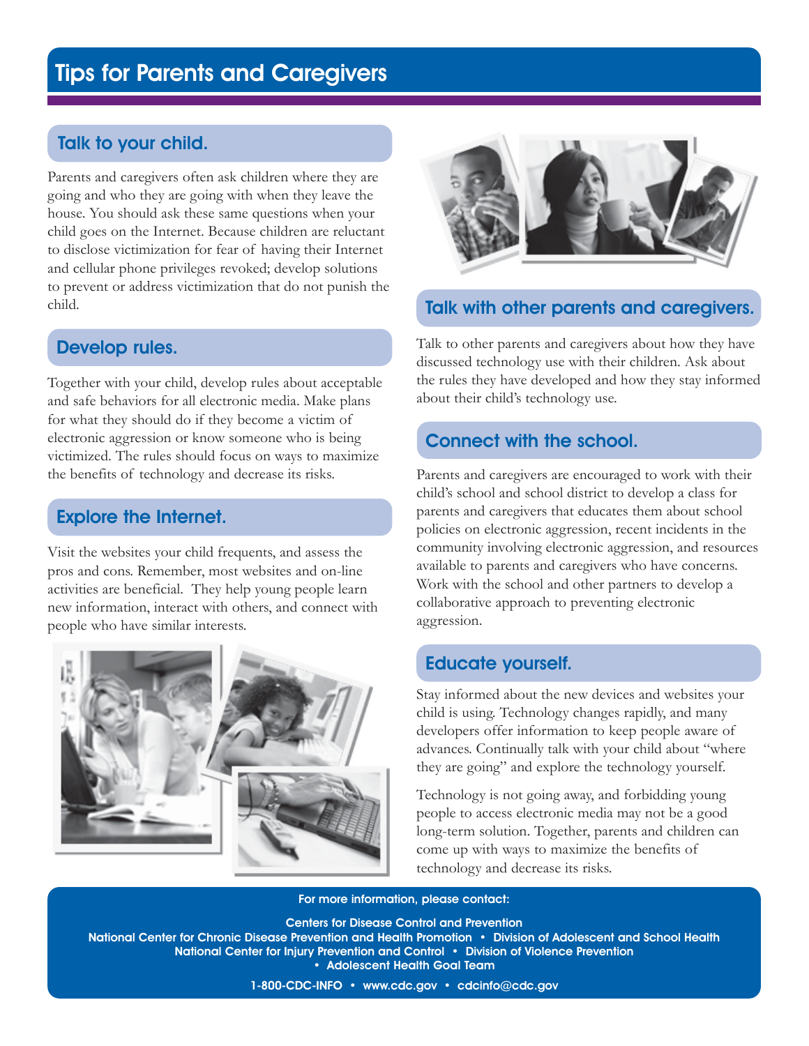# Tips for Parents and Caregivers

## Talk to your child.

Parents and caregivers often ask children where they are going and who they are going with when they leave the house. You should ask these same questions when your child goes on the Internet. Because children are reluctant to disclose victimization for fear of having their Internet and cellular phone privileges revoked; develop solutions to prevent or address victimization that do not punish the child.

## Develop rules.

Together with your child, develop rules about acceptable and safe behaviors for all electronic media. Make plans for what they should do if they become a victim of electronic aggression or know someone who is being victimized. The rules should focus on ways to maximize the benefits of technology and decrease its risks.

## Explore the Internet.

Visit the websites your child frequents, and assess the pros and cons. Remember, most websites and on-line activities are beneficial. They help young people learn new information, interact with others, and connect with people who have similar interests.

## Talk with other parents and caregivers.

Talk to other parents and caregivers about how they have discussed technology use with their children. Ask about the rules they have developed and how they stay informed about their child's technology use.

## Connect with the school.

Parents and caregivers are encouraged to work with their child's school and school district to develop a class for parents and caregivers that educates them about school policies on electronic aggression, recent incidents in the community involving electronic aggression, and resources available to parents and caregivers who have concerns. Work with the school and other partners to develop a collaborative approach to preventing electronic aggression.

## Educate yourself.

Stay informed about the new devices and websites your child is using. Technology changes rapidly, and many developers offer information to keep people aware of advances. Continually talk with your child about "where they are going" and explore the technology yourself.

Technology is not going away, and forbidding young people to access electronic media may not be a good long-term solution. Together, parents and children can come up with ways to maximize the benefits of technology and decrease its risks.

**For more information, please contact:**

**Centers for Disease Control and Prevention**
**National Center for Chronic Disease Prevention and Health Promotion • Division of Adolescent and School Health**
**National Center for Injury Prevention and Control • Division of Violence Prevention**
**• Adolescent Health Goal Team**

**1-800-CDC-INFO • www.cdc.gov • cdcinfo@cdc.gov**